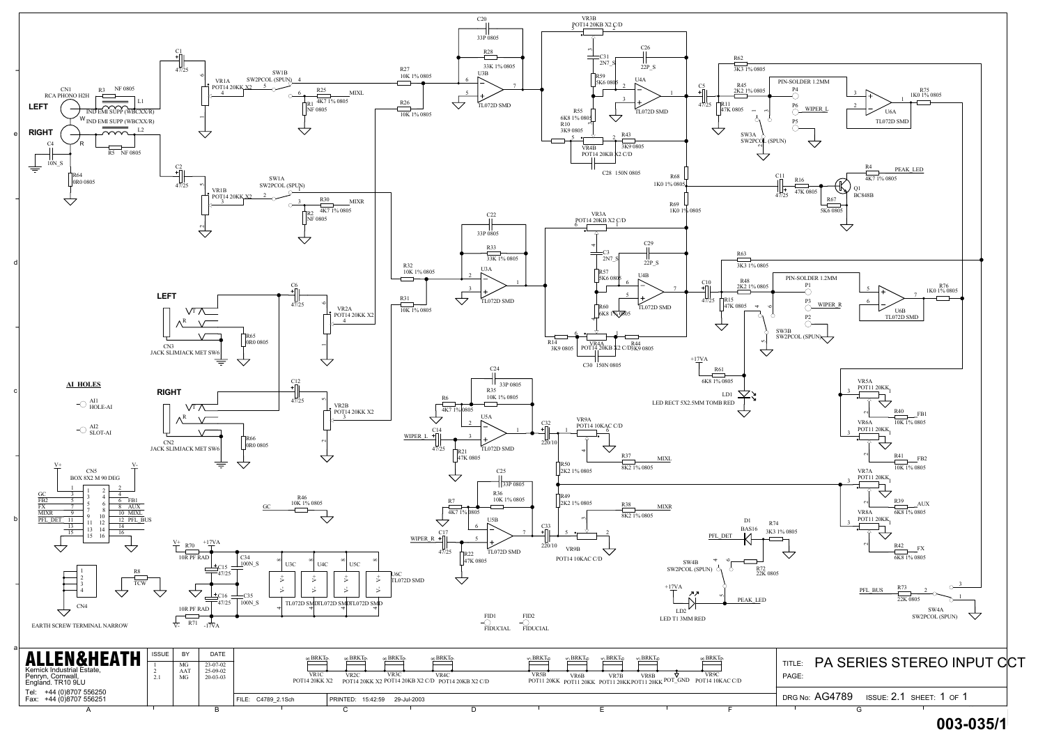# PA SERIES STEREO INPUT CCT

LEFT

RIGHT

CN1
RCA PHONO H2H

CN3
JACK SLIMJACK MET SW6

CN2
JACK SLIMJACK MET SW6

AI_HOLES

AI1 HOLE-AI

AI2 SLOT-AI

CN5
BOX 8X2 M 90 DEG

| | | | |
|---|---|---|---|
| GC | 1 | 2 | |
| FB2 | 3 | 4 | |
| FX | 5 | 6 | FB1 |
| MIXR | 7 | 8 | AUX |
| PFL_DET | 9 | 10 | MIXL |
| | 11 | 12 | PFL_BUS |
| | 13 | 14 | |
| | 15 | 16 | |

CN4
EARTH SCREW TERMINAL NARROW

FID1 FIDUCIAL

FID2 FIDUCIAL

LD1 LED RECT 5X2.5MM TOMB RED

LD2 LED T1 3MM RED

| ALLEN&HEATH | ISSUE | BY | DATE |
|---|---|---|---|
| Kernick Industrial Estate, Penryn, Cornwall, England. TR10 9LU | 1 | MG | 23-07-02 |
| Tel: +44 (0)8707 556250 | 2 | AAT | 25-09-02 |
| Fax: +44 (0)8707 556251 | 2.1 | MG | 20-03-03 |

FILE: C4789_2.1Sch

PRINTED: 15:42:59 29-Jul-2003

TITLE: PA SERIES STEREO INPUT CCT

PAGE:

DRG No: AG4789 ISSUE: 2.1 SHEET: 1 OF 1

003-035/1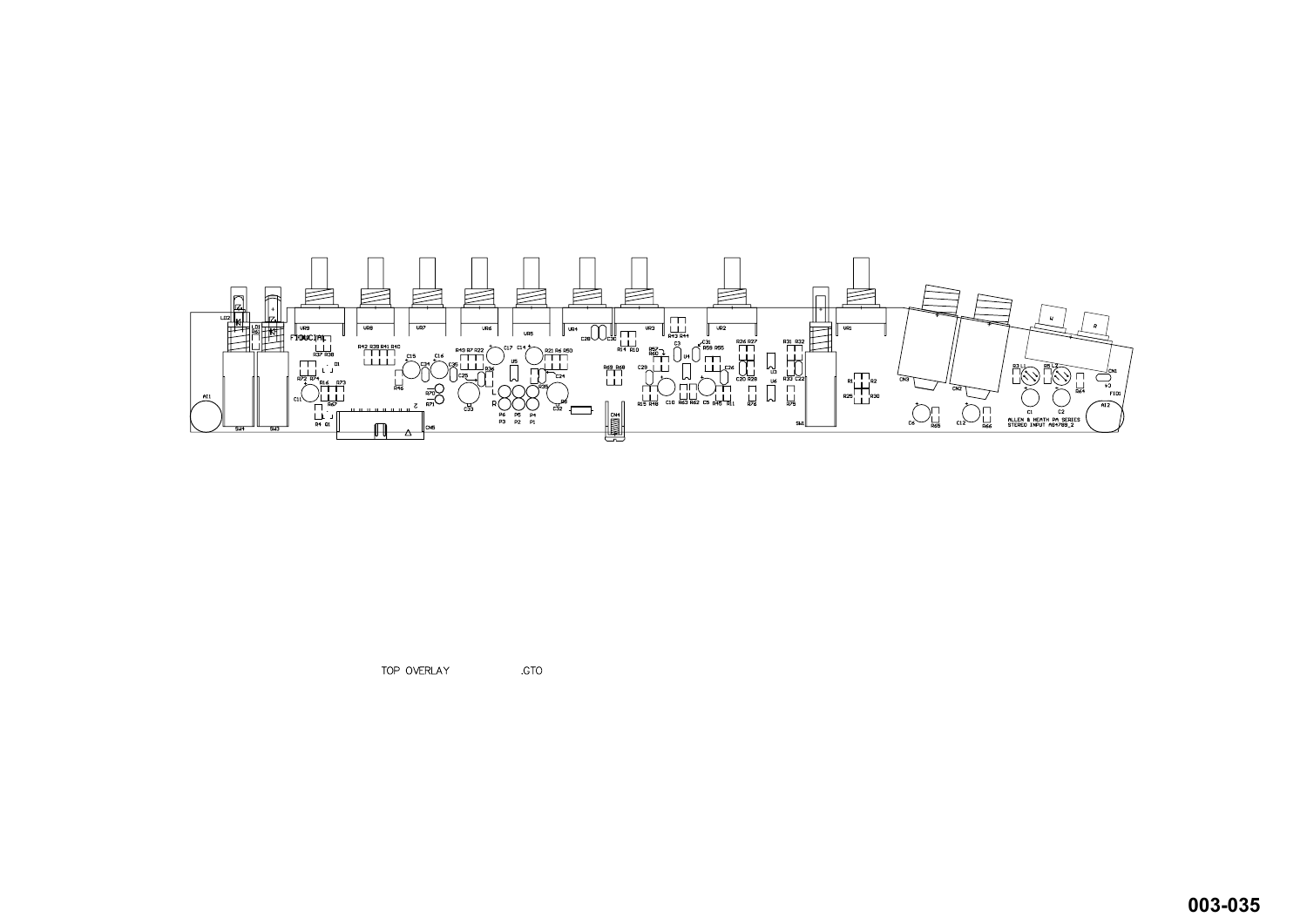TOP OVERLAY .GTO

003-035